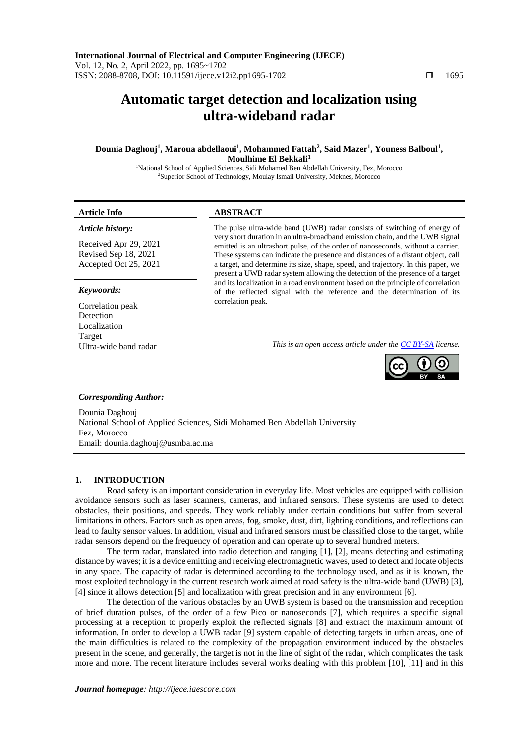# Automatic target detection and localization using ultra-wideband radar

**Dounia Daghouj[1], Maroua abdellaoui[1], Mohammed Fattah[2], Said Mazer[1], Youness Balboul[1], Moulhime El Bekkali[1]**

[1]National School of Applied Sciences, Sidi Mohamed Ben Abdellah University, Fez, Morocco
[2]Superior School of Technology, Moulay Ismail University, Meknes, Morocco

## Article Info

*Article history:*

Received Apr 29, 2021
Revised Sep 18, 2021
Accepted Oct 25, 2021

*Keywords:*

Correlation peak
Detection
Localization
Target
Ultra-wide band radar

## ABSTRACT

The pulse ultra-wide band (UWB) radar consists of switching of energy of very short duration in an ultra-broadband emission chain, and the UWB signal emitted is an ultrashort pulse, of the order of nanoseconds, without a carrier. These systems can indicate the presence and distances of a distant object, call a target, and determine its size, shape, speed, and trajectory. In this paper, we present a UWB radar system allowing the detection of the presence of a target and its localization in a road environment based on the principle of correlation of the reflected signal with the reference and the determination of its correlation peak.

*This is an open access article under the CC BY-SA license.*

*Corresponding Author:*

Dounia Daghouj
National School of Applied Sciences, Sidi Mohamed Ben Abdellah University
Fez, Morocco
Email: dounia.daghouj@usmba.ac.ma

## 1. INTRODUCTION

Road safety is an important consideration in everyday life. Most vehicles are equipped with collision avoidance sensors such as laser scanners, cameras, and infrared sensors. These systems are used to detect obstacles, their positions, and speeds. They work reliably under certain conditions but suffer from several limitations in others. Factors such as open areas, fog, smoke, dust, dirt, lighting conditions, and reflections can lead to faulty sensor values. In addition, visual and infrared sensors must be classified close to the target, while radar sensors depend on the frequency of operation and can operate up to several hundred meters.

The term radar, translated into radio detection and ranging [1], [2], means detecting and estimating distance by waves; it is a device emitting and receiving electromagnetic waves, used to detect and locate objects in any space. The capacity of radar is determined according to the technology used, and as it is known, the most exploited technology in the current research work aimed at road safety is the ultra-wide band (UWB) [3], [4] since it allows detection [5] and localization with great precision and in any environment [6].

The detection of the various obstacles by an UWB system is based on the transmission and reception of brief duration pulses, of the order of a few Pico or nanoseconds [7], which requires a specific signal processing at a reception to properly exploit the reflected signals [8] and extract the maximum amount of information. In order to develop a UWB radar [9] system capable of detecting targets in urban areas, one of the main difficulties is related to the complexity of the propagation environment induced by the obstacles present in the scene, and generally, the target is not in the line of sight of the radar, which complicates the task more and more. The recent literature includes several works dealing with this problem [10], [11] and in this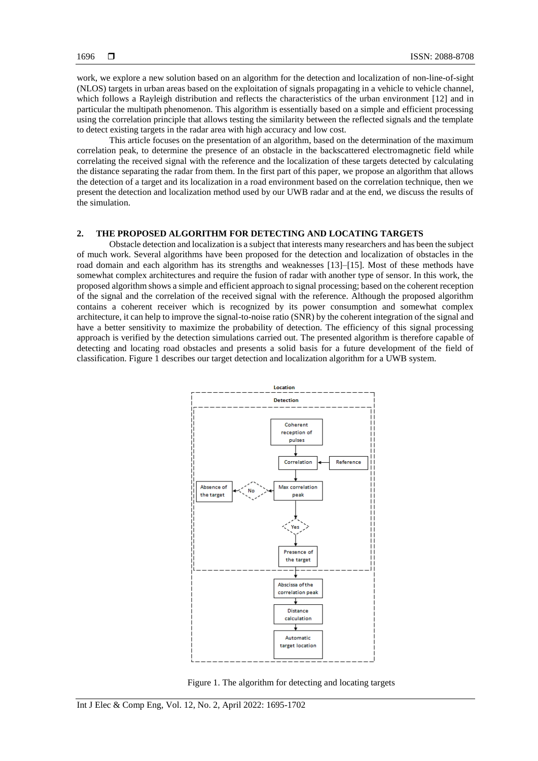work, we explore a new solution based on an algorithm for the detection and localization of non-line-of-sight (NLOS) targets in urban areas based on the exploitation of signals propagating in a vehicle to vehicle channel, which follows a Rayleigh distribution and reflects the characteristics of the urban environment [12] and in particular the multipath phenomenon. This algorithm is essentially based on a simple and efficient processing using the correlation principle that allows testing the similarity between the reflected signals and the template to detect existing targets in the radar area with high accuracy and low cost.

This article focuses on the presentation of an algorithm, based on the determination of the maximum correlation peak, to determine the presence of an obstacle in the backscattered electromagnetic field while correlating the received signal with the reference and the localization of these targets detected by calculating the distance separating the radar from them. In the first part of this paper, we propose an algorithm that allows the detection of a target and its localization in a road environment based on the correlation technique, then we present the detection and localization method used by our UWB radar and at the end, we discuss the results of the simulation.

## 2. THE PROPOSED ALGORITHM FOR DETECTING AND LOCATING TARGETS

Obstacle detection and localization is a subject that interests many researchers and has been the subject of much work. Several algorithms have been proposed for the detection and localization of obstacles in the road domain and each algorithm has its strengths and weaknesses [13]–[15]. Most of these methods have somewhat complex architectures and require the fusion of radar with another type of sensor. In this work, the proposed algorithm shows a simple and efficient approach to signal processing; based on the coherent reception of the signal and the correlation of the received signal with the reference. Although the proposed algorithm contains a coherent receiver which is recognized by its power consumption and somewhat complex architecture, it can help to improve the signal-to-noise ratio (SNR) by the coherent integration of the signal and have a better sensitivity to maximize the probability of detection. The efficiency of this signal processing approach is verified by the detection simulations carried out. The presented algorithm is therefore capable of detecting and locating road obstacles and presents a solid basis for a future development of the field of classification. Figure 1 describes our target detection and localization algorithm for a UWB system.

Figure 1. The algorithm for detecting and locating targets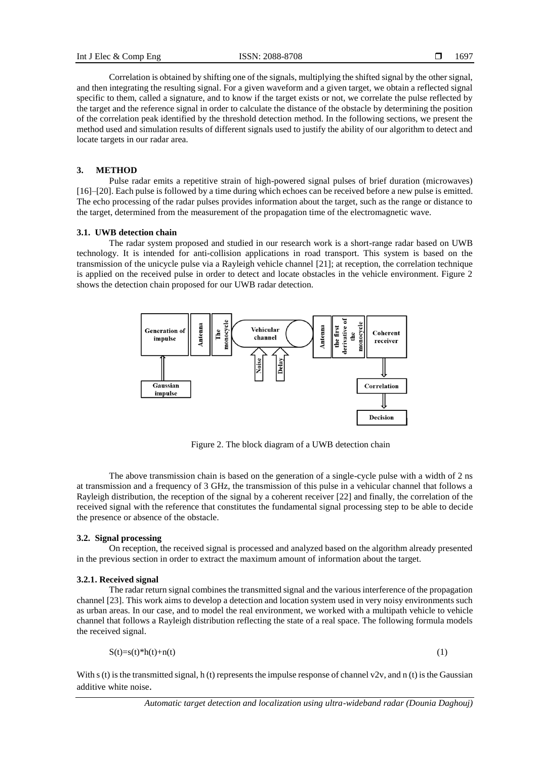Correlation is obtained by shifting one of the signals, multiplying the shifted signal by the other signal, and then integrating the resulting signal. For a given waveform and a given target, we obtain a reflected signal specific to them, called a signature, and to know if the target exists or not, we correlate the pulse reflected by the target and the reference signal in order to calculate the distance of the obstacle by determining the position of the correlation peak identified by the threshold detection method. In the following sections, we present the method used and simulation results of different signals used to justify the ability of our algorithm to detect and locate targets in our radar area.

## 3. METHOD

Pulse radar emits a repetitive strain of high-powered signal pulses of brief duration (microwaves) [16]–[20]. Each pulse is followed by a time during which echoes can be received before a new pulse is emitted. The echo processing of the radar pulses provides information about the target, such as the range or distance to the target, determined from the measurement of the propagation time of the electromagnetic wave.

### 3.1. UWB detection chain

The radar system proposed and studied in our research work is a short-range radar based on UWB technology. It is intended for anti-collision applications in road transport. This system is based on the transmission of the unicycle pulse via a Rayleigh vehicle channel [21]; at reception, the correlation technique is applied on the received pulse in order to detect and locate obstacles in the vehicle environment. Figure 2 shows the detection chain proposed for our UWB radar detection.

Figure 2. The block diagram of a UWB detection chain

The above transmission chain is based on the generation of a single-cycle pulse with a width of 2 ns at transmission and a frequency of 3 GHz, the transmission of this pulse in a vehicular channel that follows a Rayleigh distribution, the reception of the signal by a coherent receiver [22] and finally, the correlation of the received signal with the reference that constitutes the fundamental signal processing step to be able to decide the presence or absence of the obstacle.

### 3.2. Signal processing

On reception, the received signal is processed and analyzed based on the algorithm already presented in the previous section in order to extract the maximum amount of information about the target.

#### 3.2.1. Received signal

The radar return signal combines the transmitted signal and the various interference of the propagation channel [23]. This work aims to develop a detection and location system used in very noisy environments such as urban areas. In our case, and to model the real environment, we worked with a multipath vehicle to vehicle channel that follows a Rayleigh distribution reflecting the state of a real space. The following formula models the received signal.

$$S(t)=s(t)*h(t)+n(t) \tag{1}$$

With $s(t)$ is the transmitted signal, $h(t)$ represents the impulse response of channel v2v, and $n(t)$ is the Gaussian additive white noise.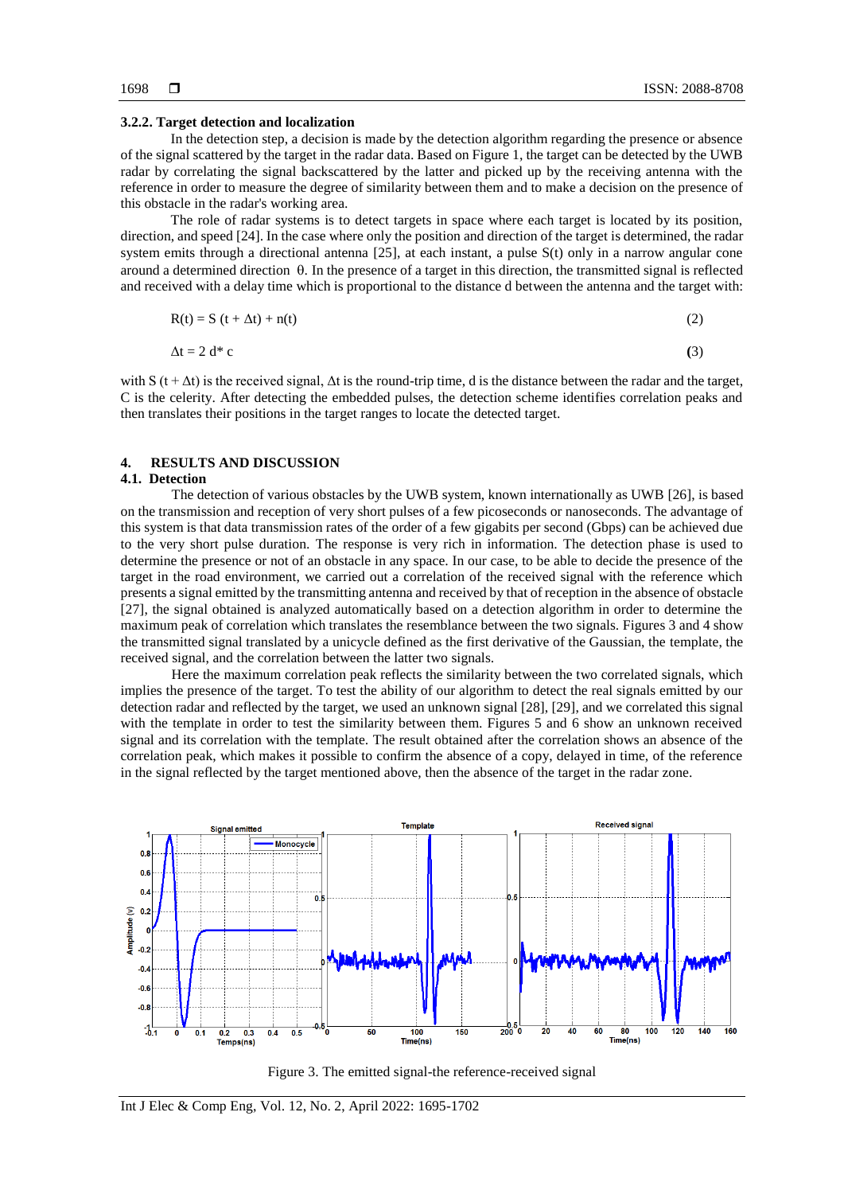### 3.2.2. Target detection and localization

In the detection step, a decision is made by the detection algorithm regarding the presence or absence of the signal scattered by the target in the radar data. Based on Figure 1, the target can be detected by the UWB radar by correlating the signal backscattered by the latter and picked up by the receiving antenna with the reference in order to measure the degree of similarity between them and to make a decision on the presence of this obstacle in the radar's working area.

The role of radar systems is to detect targets in space where each target is located by its position, direction, and speed [24]. In the case where only the position and direction of the target is determined, the radar system emits through a directional antenna [25], at each instant, a pulse S(t) only in a narrow angular cone around a determined direction θ. In the presence of a target in this direction, the transmitted signal is reflected and received with a delay time which is proportional to the distance d between the antenna and the target with:

$$R(t) = S(t + \Delta t) + n(t) \tag{2}$$

$$\Delta t = 2 d * c \tag{3}$$

with $S(t + \Delta t)$ is the received signal, $\Delta t$ is the round-trip time, d is the distance between the radar and the target, C is the celerity. After detecting the embedded pulses, the detection scheme identifies correlation peaks and then translates their positions in the target ranges to locate the detected target.

## 4. RESULTS AND DISCUSSION

### 4.1. Detection

The detection of various obstacles by the UWB system, known internationally as UWB [26], is based on the transmission and reception of very short pulses of a few picoseconds or nanoseconds. The advantage of this system is that data transmission rates of the order of a few gigabits per second (Gbps) can be achieved due to the very short pulse duration. The response is very rich in information. The detection phase is used to determine the presence or not of an obstacle in any space. In our case, to be able to decide the presence of the target in the road environment, we carried out a correlation of the received signal with the reference which presents a signal emitted by the transmitting antenna and received by that of reception in the absence of obstacle [27], the signal obtained is analyzed automatically based on a detection algorithm in order to determine the maximum peak of correlation which translates the resemblance between the two signals. Figures 3 and 4 show the transmitted signal translated by a unicycle defined as the first derivative of the Gaussian, the template, the received signal, and the correlation between the latter two signals.

Here the maximum correlation peak reflects the similarity between the two correlated signals, which implies the presence of the target. To test the ability of our algorithm to detect the real signals emitted by our detection radar and reflected by the target, we used an unknown signal [28], [29], and we correlated this signal with the template in order to test the similarity between them. Figures 5 and 6 show an unknown received signal and its correlation with the template. The result obtained after the correlation shows an absence of the correlation peak, which makes it possible to confirm the absence of a copy, delayed in time, of the reference in the signal reflected by the target mentioned above, then the absence of the target in the radar zone.

Figure 3. The emitted signal-the reference-received signal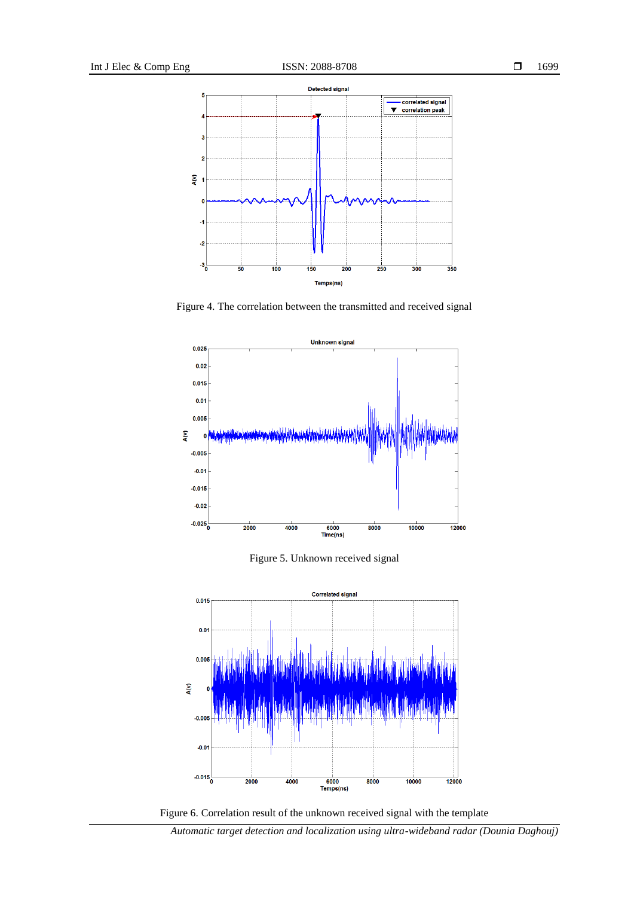Figure 4. The correlation between the transmitted and received signal

Figure 5. Unknown received signal

Figure 6. Correlation result of the unknown received signal with the template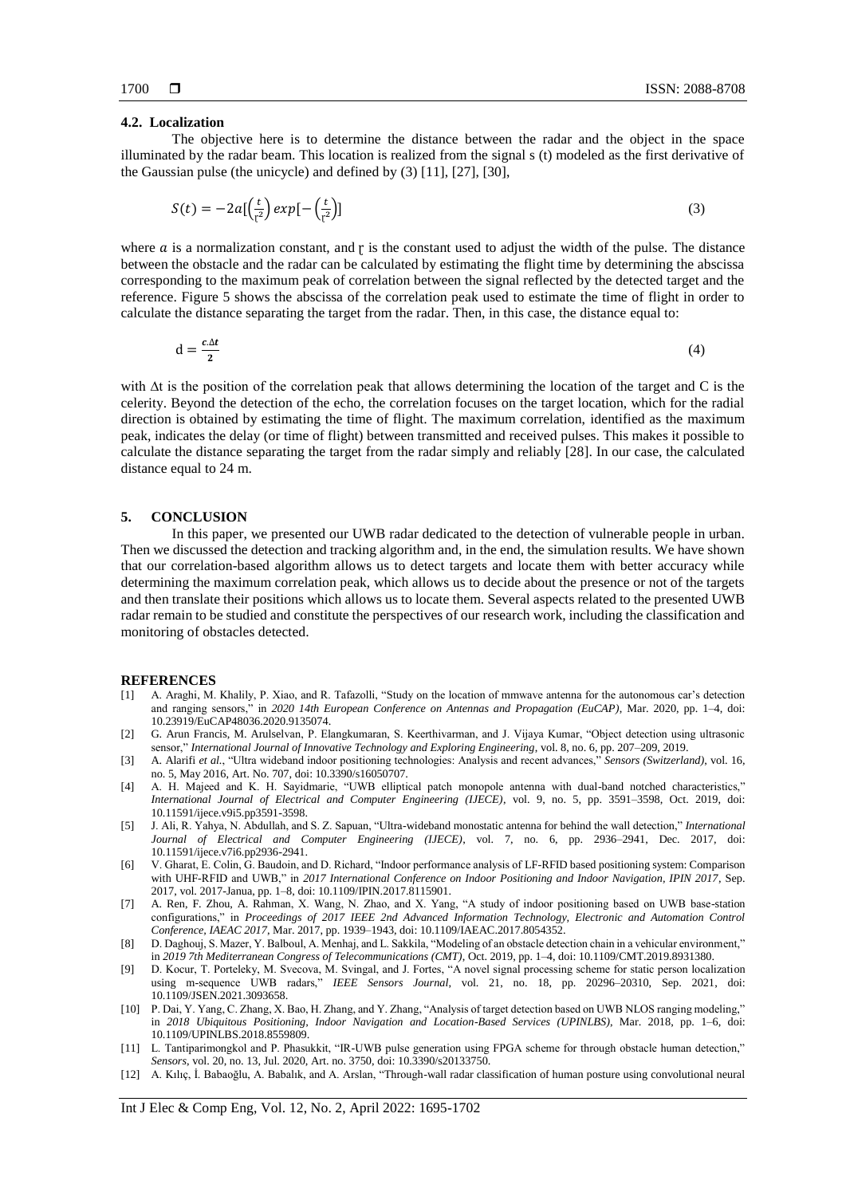### 4.2. Localization

The objective here is to determine the distance between the radar and the object in the space illuminated by the radar beam. This location is realized from the signal s (t) modeled as the first derivative of the Gaussian pulse (the unicycle) and defined by (3) [11], [27], [30],

$$S(t) = -2a[\left(\frac{t}{\text{ɽ}^2}\right) exp[-\left(\frac{t}{\text{ɽ}^2}\right)] \tag{3}$$

where $a$ is a normalization constant, and ɽ is the constant used to adjust the width of the pulse. The distance between the obstacle and the radar can be calculated by estimating the flight time by determining the abscissa corresponding to the maximum peak of correlation between the signal reflected by the detected target and the reference. Figure 5 shows the abscissa of the correlation peak used to estimate the time of flight in order to calculate the distance separating the target from the radar. Then, in this case, the distance equal to:

$$\text{d} = \frac{c.\Delta t}{2} \tag{4}$$

with $\Delta$t is the position of the correlation peak that allows determining the location of the target and C is the celerity. Beyond the detection of the echo, the correlation focuses on the target location, which for the radial direction is obtained by estimating the time of flight. The maximum correlation, identified as the maximum peak, indicates the delay (or time of flight) between transmitted and received pulses. This makes it possible to calculate the distance separating the target from the radar simply and reliably [28]. In our case, the calculated distance equal to 24 m.

## 5. CONCLUSION

In this paper, we presented our UWB radar dedicated to the detection of vulnerable people in urban. Then we discussed the detection and tracking algorithm and, in the end, the simulation results. We have shown that our correlation-based algorithm allows us to detect targets and locate them with better accuracy while determining the maximum correlation peak, which allows us to decide about the presence or not of the targets and then translate their positions which allows us to locate them. Several aspects related to the presented UWB radar remain to be studied and constitute the perspectives of our research work, including the classification and monitoring of obstacles detected.

## REFERENCES

[1] A. Araghi, M. Khalily, P. Xiao, and R. Tafazolli, "Study on the location of mmwave antenna for the autonomous car's detection and ranging sensors," in *2020 14th European Conference on Antennas and Propagation (EuCAP)*, Mar. 2020, pp. 1–4, doi: 10.23919/EuCAP48036.2020.9135074.

[2] G. Arun Francis, M. Arulselvan, P. Elangkumaran, S. Keerthivarman, and J. Vijaya Kumar, "Object detection using ultrasonic sensor," *International Journal of Innovative Technology and Exploring Engineering*, vol. 8, no. 6, pp. 207–209, 2019.

[3] A. Alarifi *et al.*, "Ultra wideband indoor positioning technologies: Analysis and recent advances," *Sensors (Switzerland)*, vol. 16, no. 5, May 2016, Art. No. 707, doi: 10.3390/s16050707.

[4] A. H. Majeed and K. H. Sayidmarie, "UWB elliptical patch monopole antenna with dual-band notched characteristics," *International Journal of Electrical and Computer Engineering (IJECE)*, vol. 9, no. 5, pp. 3591–3598, Oct. 2019, doi: 10.11591/ijece.v9i5.pp3591-3598.

[5] J. Ali, R. Yahya, N. Abdullah, and S. Z. Sapuan, "Ultra-wideband monostatic antenna for behind the wall detection," *International Journal of Electrical and Computer Engineering (IJECE)*, vol. 7, no. 6, pp. 2936–2941, Dec. 2017, doi: 10.11591/ijece.v7i6.pp2936-2941.

[6] V. Gharat, E. Colin, G. Baudoin, and D. Richard, "Indoor performance analysis of LF-RFID based positioning system: Comparison with UHF-RFID and UWB," in *2017 International Conference on Indoor Positioning and Indoor Navigation, IPIN 2017*, Sep. 2017, vol. 2017-Janua, pp. 1–8, doi: 10.1109/IPIN.2017.8115901.

[7] A. Ren, F. Zhou, A. Rahman, X. Wang, N. Zhao, and X. Yang, "A study of indoor positioning based on UWB base-station configurations," in *Proceedings of 2017 IEEE 2nd Advanced Information Technology, Electronic and Automation Control Conference, IAEAC 2017*, Mar. 2017, pp. 1939–1943, doi: 10.1109/IAEAC.2017.8054352.

[8] D. Daghouj, S. Mazer, Y. Balboul, A. Menhaj, and L. Sakkila, "Modeling of an obstacle detection chain in a vehicular environment," in *2019 7th Mediterranean Congress of Telecommunications (CMT)*, Oct. 2019, pp. 1–4, doi: 10.1109/CMT.2019.8931380.

[9] D. Kocur, T. Porteleky, M. Svecova, M. Svingal, and J. Fortes, "A novel signal processing scheme for static person localization using m-sequence UWB radars," *IEEE Sensors Journal*, vol. 21, no. 18, pp. 20296–20310, Sep. 2021, doi: 10.1109/JSEN.2021.3093658.

[10] P. Dai, Y. Yang, C. Zhang, X. Bao, H. Zhang, and Y. Zhang, "Analysis of target detection based on UWB NLOS ranging modeling," in *2018 Ubiquitous Positioning, Indoor Navigation and Location-Based Services (UPINLBS)*, Mar. 2018, pp. 1–6, doi: 10.1109/UPINLBS.2018.8559809.

[11] L. Tantiparimongkol and P. Phasukkit, "IR-UWB pulse generation using FPGA scheme for through obstacle human detection," *Sensors*, vol. 20, no. 13, Jul. 2020, Art. no. 3750, doi: 10.3390/s20133750.

[12] A. Kılıç, İ. Babaoğlu, A. Babalık, and A. Arslan, "Through-wall radar classification of human posture using convolutional neural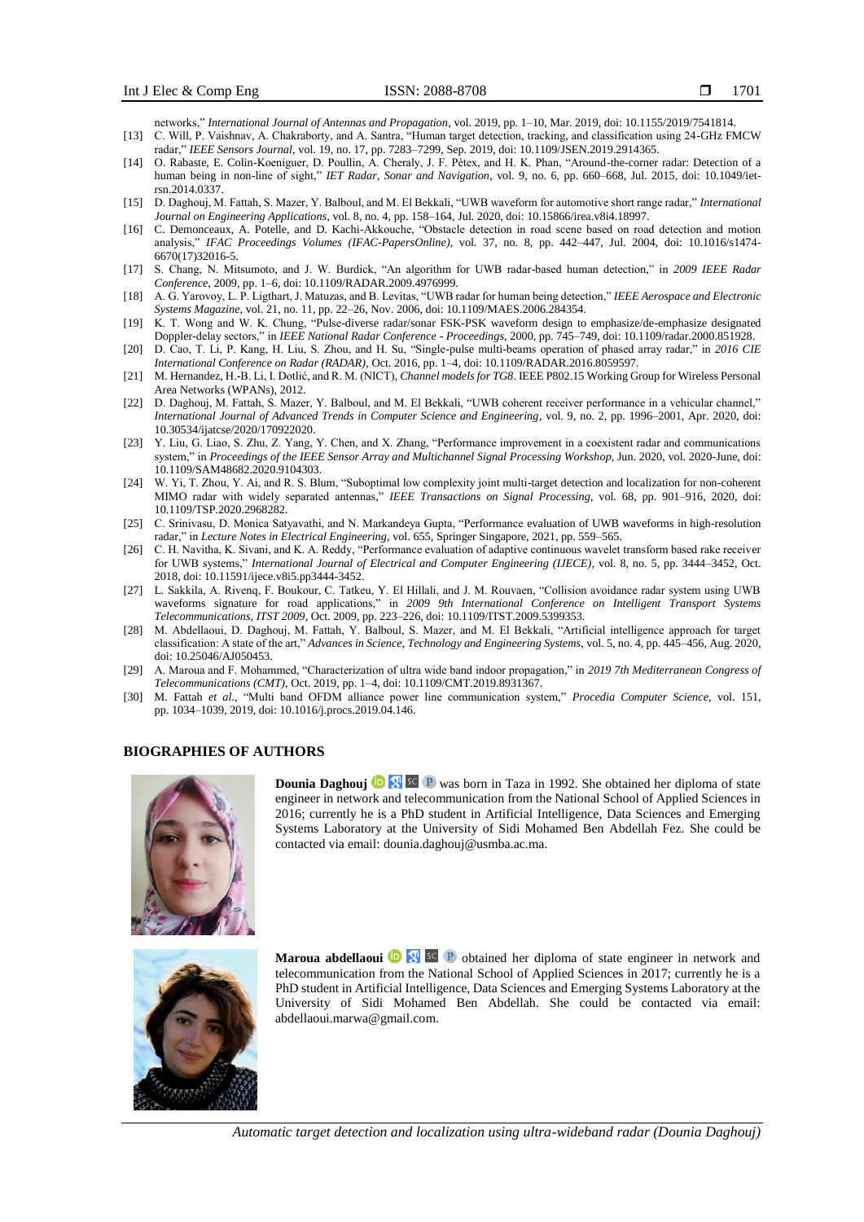networks," *International Journal of Antennas and Propagation*, vol. 2019, pp. 1–10, Mar. 2019, doi: 10.1155/2019/7541814.

[13] C. Will, P. Vaishnav, A. Chakraborty, and A. Santra, "Human target detection, tracking, and classification using 24-GHz FMCW radar," *IEEE Sensors Journal*, vol. 19, no. 17, pp. 7283–7299, Sep. 2019, doi: 10.1109/JSEN.2019.2914365.

[14] O. Rabaste, E. Colin-Koeniguer, D. Poullin, A. Cheraly, J. F. Pétex, and H. K. Phan, "Around-the-corner radar: Detection of a human being in non-line of sight," *IET Radar, Sonar and Navigation*, vol. 9, no. 6, pp. 660–668, Jul. 2015, doi: 10.1049/iet-rsn.2014.0337.

[15] D. Daghouj, M. Fattah, S. Mazer, Y. Balboul, and M. El Bekkali, "UWB waveform for automotive short range radar," *International Journal on Engineering Applications*, vol. 8, no. 4, pp. 158–164, Jul. 2020, doi: 10.15866/irea.v8i4.18997.

[16] C. Demonceaux, A. Potelle, and D. Kachi-Akkouche, "Obstacle detection in road scene based on road detection and motion analysis," *IFAC Proceedings Volumes (IFAC-PapersOnline)*, vol. 37, no. 8, pp. 442–447, Jul. 2004, doi: 10.1016/s1474-6670(17)32016-5.

[17] S. Chang, N. Mitsumoto, and J. W. Burdick, "An algorithm for UWB radar-based human detection," in *2009 IEEE Radar Conference*, 2009, pp. 1–6, doi: 10.1109/RADAR.2009.4976999.

[18] A. G. Yarovoy, L. P. Ligthart, J. Matuzas, and B. Levitas, "UWB radar for human being detection," *IEEE Aerospace and Electronic Systems Magazine*, vol. 21, no. 11, pp. 22–26, Nov. 2006, doi: 10.1109/MAES.2006.284354.

[19] K. T. Wong and W. K. Chung, "Pulse-diverse radar/sonar FSK-PSK waveform design to emphasize/de-emphasize designated Doppler-delay sectors," in *IEEE National Radar Conference - Proceedings*, 2000, pp. 745–749, doi: 10.1109/radar.2000.851928.

[20] D. Cao, T. Li, P. Kang, H. Liu, S. Zhou, and H. Su, "Single-pulse multi-beams operation of phased array radar," in *2016 CIE International Conference on Radar (RADAR)*, Oct. 2016, pp. 1–4, doi: 10.1109/RADAR.2016.8059597.

[21] M. Hernandez, H.-B. Li, I. Dotlić, and R. M. (NICT), *Channel models for TG8*. IEEE P802.15 Working Group for Wireless Personal Area Networks (WPANs), 2012.

[22] D. Daghouj, M. Fattah, S. Mazer, Y. Balboul, and M. El Bekkali, "UWB coherent receiver performance in a vehicular channel," *International Journal of Advanced Trends in Computer Science and Engineering*, vol. 9, no. 2, pp. 1996–2001, Apr. 2020, doi: 10.30534/ijatcse/2020/170922020.

[23] Y. Liu, G. Liao, S. Zhu, Z. Yang, Y. Chen, and X. Zhang, "Performance improvement in a coexistent radar and communications system," in *Proceedings of the IEEE Sensor Array and Multichannel Signal Processing Workshop*, Jun. 2020, vol. 2020-June, doi: 10.1109/SAM48682.2020.9104303.

[24] W. Yi, T. Zhou, Y. Ai, and R. S. Blum, "Suboptimal low complexity joint multi-target detection and localization for non-coherent MIMO radar with widely separated antennas," *IEEE Transactions on Signal Processing*, vol. 68, pp. 901–916, 2020, doi: 10.1109/TSP.2020.2968282.

[25] C. Srinivasu, D. Monica Satyavathi, and N. Markandeya Gupta, "Performance evaluation of UWB waveforms in high-resolution radar," in *Lecture Notes in Electrical Engineering*, vol. 655, Springer Singapore, 2021, pp. 559–565.

[26] C. H. Navitha, K. Sivani, and K. A. Reddy, "Performance evaluation of adaptive continuous wavelet transform based rake receiver for UWB systems," *International Journal of Electrical and Computer Engineering (IJECE)*, vol. 8, no. 5, pp. 3444–3452, Oct. 2018, doi: 10.11591/ijece.v8i5.pp3444-3452.

[27] L. Sakkila, A. Rivenq, F. Boukour, C. Tatkeu, Y. El Hillali, and J. M. Rouvaen, "Collision avoidance radar system using UWB waveforms signature for road applications," in *2009 9th International Conference on Intelligent Transport Systems Telecommunications, ITST 2009*, Oct. 2009, pp. 223–226, doi: 10.1109/ITST.2009.5399353.

[28] M. Abdellaoui, D. Daghouj, M. Fattah, Y. Balboul, S. Mazer, and M. El Bekkali, "Artificial intelligence approach for target classification: A state of the art," *Advances in Science, Technology and Engineering Systems*, vol. 5, no. 4, pp. 445–456, Aug. 2020, doi: 10.25046/AJ050453.

[29] A. Maroua and F. Mohammed, "Characterization of ultra wide band indoor propagation," in *2019 7th Mediterranean Congress of Telecommunications (CMT)*, Oct. 2019, pp. 1–4, doi: 10.1109/CMT.2019.8931367.

[30] M. Fattah *et al.*, "Multi band OFDM alliance power line communication system," *Procedia Computer Science*, vol. 151, pp. 1034–1039, 2019, doi: 10.1016/j.procs.2019.04.146.

## BIOGRAPHIES OF AUTHORS

**Dounia Daghouj** was born in Taza in 1992. She obtained her diploma of state engineer in network and telecommunication from the National School of Applied Sciences in 2016; currently he is a PhD student in Artificial Intelligence, Data Sciences and Emerging Systems Laboratory at the University of Sidi Mohamed Ben Abdellah Fez. She could be contacted via email: dounia.daghouj@usmba.ac.ma.

**Maroua abdellaoui** obtained her diploma of state engineer in network and telecommunication from the National School of Applied Sciences in 2017; currently he is a PhD student in Artificial Intelligence, Data Sciences and Emerging Systems Laboratory at the University of Sidi Mohamed Ben Abdellah. She could be contacted via email: abdellaoui.marwa@gmail.com.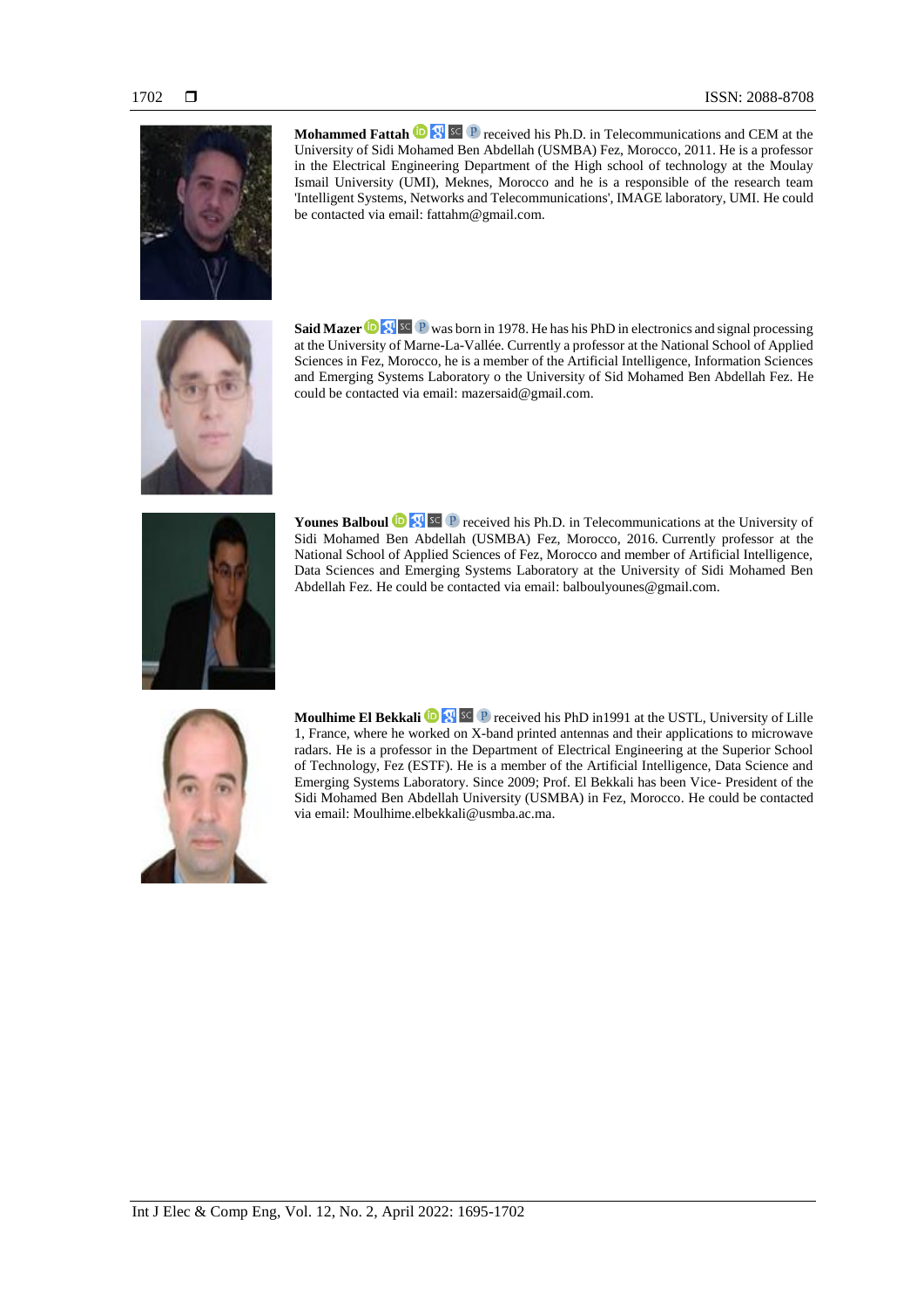**Mohammed Fattah** received his Ph.D. in Telecommunications and CEM at the University of Sidi Mohamed Ben Abdellah (USMBA) Fez, Morocco, 2011. He is a professor in the Electrical Engineering Department of the High school of technology at the Moulay Ismail University (UMI), Meknes, Morocco and he is a responsible of the research team 'Intelligent Systems, Networks and Telecommunications', IMAGE laboratory, UMI. He could be contacted via email: fattahm@gmail.com.

**Said Mazer** was born in 1978. He has his PhD in electronics and signal processing at the University of Marne-La-Vallée. Currently a professor at the National School of Applied Sciences in Fez, Morocco, he is a member of the Artificial Intelligence, Information Sciences and Emerging Systems Laboratory o the University of Sid Mohamed Ben Abdellah Fez. He could be contacted via email: mazersaid@gmail.com.

**Younes Balboul** received his Ph.D. in Telecommunications at the University of Sidi Mohamed Ben Abdellah (USMBA) Fez, Morocco, 2016. Currently professor at the National School of Applied Sciences of Fez, Morocco and member of Artificial Intelligence, Data Sciences and Emerging Systems Laboratory at the University of Sidi Mohamed Ben Abdellah Fez. He could be contacted via email: balboulyounes@gmail.com.

**Moulhime El Bekkali** received his PhD in1991 at the USTL, University of Lille 1, France, where he worked on X-band printed antennas and their applications to microwave radars. He is a professor in the Department of Electrical Engineering at the Superior School of Technology, Fez (ESTF). He is a member of the Artificial Intelligence, Data Science and Emerging Systems Laboratory. Since 2009; Prof. El Bekkali has been Vice- President of the Sidi Mohamed Ben Abdellah University (USMBA) in Fez, Morocco. He could be contacted via email: Moulhime.elbekkali@usmba.ac.ma.